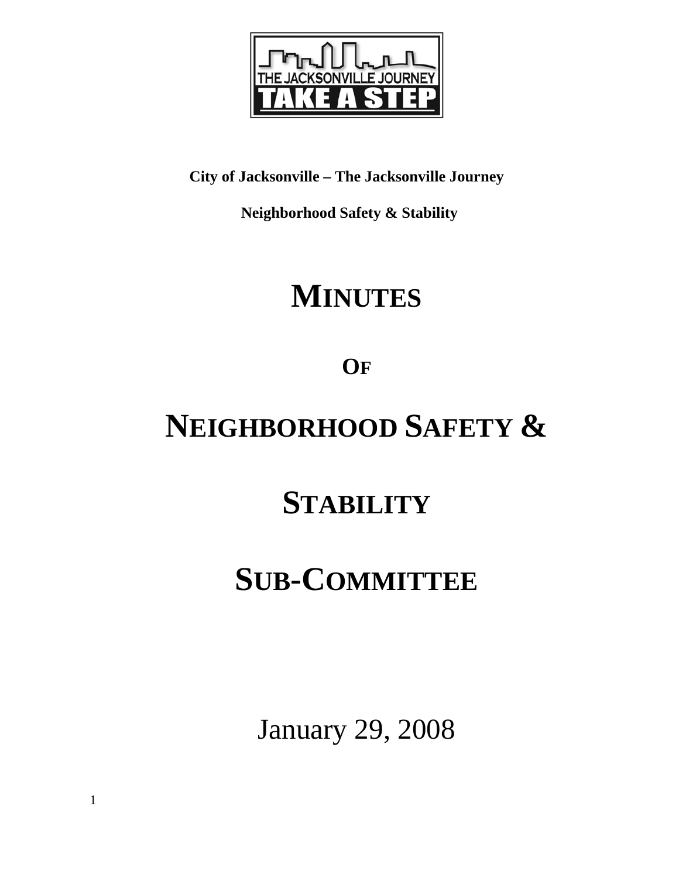THE JACKSONVILLE JOURNEY

TAKE A STEP

**City of Jacksonville – The Jacksonville Journey**

**Neighborhood Safety & Stability**

# MINUTES

# OF

# NEIGHBORHOOD SAFETY &

# STABILITY

# SUB-COMMITTEE

January 29, 2008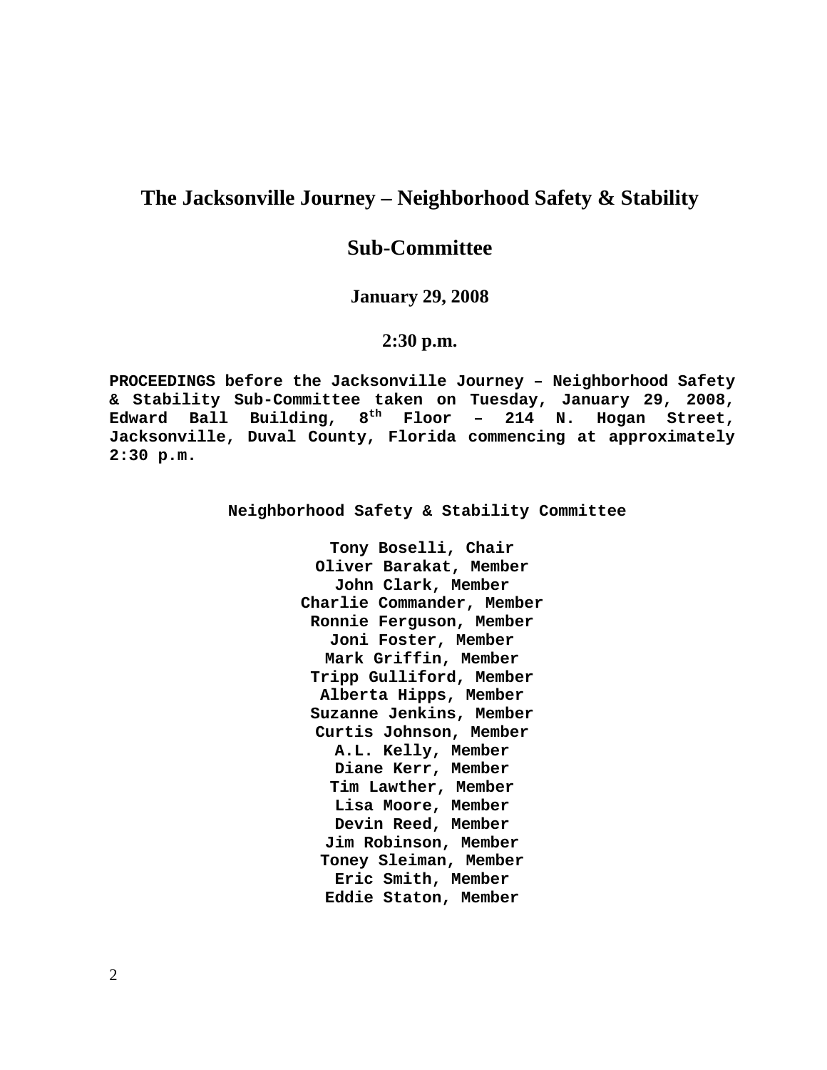# The Jacksonville Journey – Neighborhood Safety & Stability Sub-Committee

**January 29, 2008**

**2:30 p.m.**

**PROCEEDINGS before the Jacksonville Journey – Neighborhood Safety & Stability Sub-Committee taken on Tuesday, January 29, 2008, Edward Ball Building, 8th Floor – 214 N. Hogan Street, Jacksonville, Duval County, Florida commencing at approximately 2:30 p.m.**

**Neighborhood Safety & Stability Committee**

**Tony Boselli, Chair**
**Oliver Barakat, Member**
**John Clark, Member**
**Charlie Commander, Member**
**Ronnie Ferguson, Member**
**Joni Foster, Member**
**Mark Griffin, Member**
**Tripp Gulliford, Member**
**Alberta Hipps, Member**
**Suzanne Jenkins, Member**
**Curtis Johnson, Member**
**A.L. Kelly, Member**
**Diane Kerr, Member**
**Tim Lawther, Member**
**Lisa Moore, Member**
**Devin Reed, Member**
**Jim Robinson, Member**
**Toney Sleiman, Member**
**Eric Smith, Member**
**Eddie Staton, Member**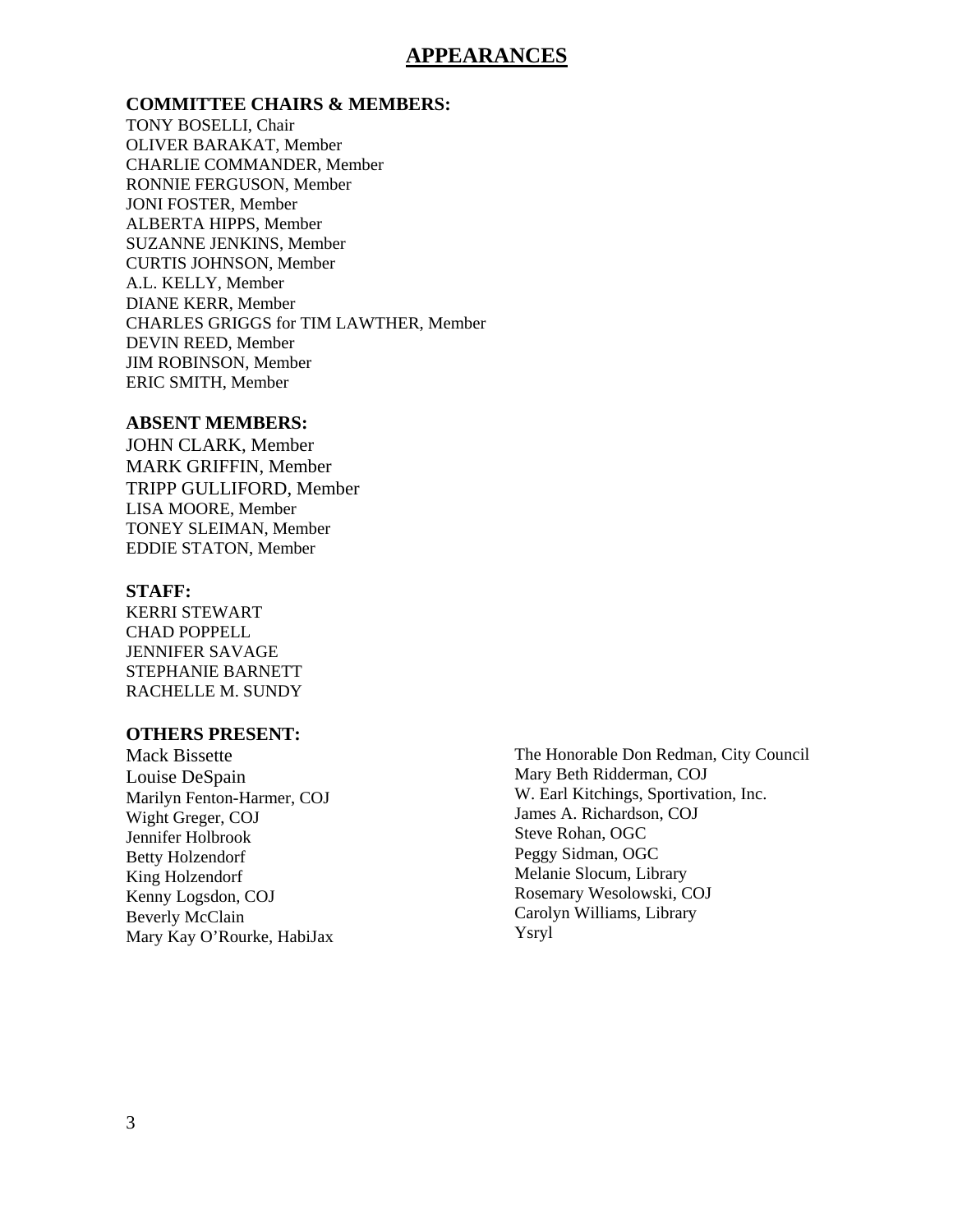# APPEARANCES

**COMMITTEE CHAIRS & MEMBERS:**

TONY BOSELLI, Chair
OLIVER BARAKAT, Member
CHARLIE COMMANDER, Member
RONNIE FERGUSON, Member
JONI FOSTER, Member
ALBERTA HIPPS, Member
SUZANNE JENKINS, Member
CURTIS JOHNSON, Member
A.L. KELLY, Member
DIANE KERR, Member
CHARLES GRIGGS for TIM LAWTHER, Member
DEVIN REED, Member
JIM ROBINSON, Member
ERIC SMITH, Member

**ABSENT MEMBERS:**

JOHN CLARK, Member
MARK GRIFFIN, Member
TRIPP GULLIFORD, Member
LISA MOORE, Member
TONEY SLEIMAN, Member
EDDIE STATON, Member

**STAFF:**

KERRI STEWART
CHAD POPPELL
JENNIFER SAVAGE
STEPHANIE BARNETT
RACHELLE M. SUNDY

**OTHERS PRESENT:**

Mack Bissette
Louise DeSpain
Marilyn Fenton-Harmer, COJ
Wight Greger, COJ
Jennifer Holbrook
Betty Holzendorf
King Holzendorf
Kenny Logsdon, COJ
Beverly McClain
Mary Kay O'Rourke, HabiJax
The Honorable Don Redman, City Council
Mary Beth Ridderman, COJ
W. Earl Kitchings, Sportivation, Inc.
James A. Richardson, COJ
Steve Rohan, OGC
Peggy Sidman, OGC
Melanie Slocum, Library
Rosemary Wesolowski, COJ
Carolyn Williams, Library
Ysryl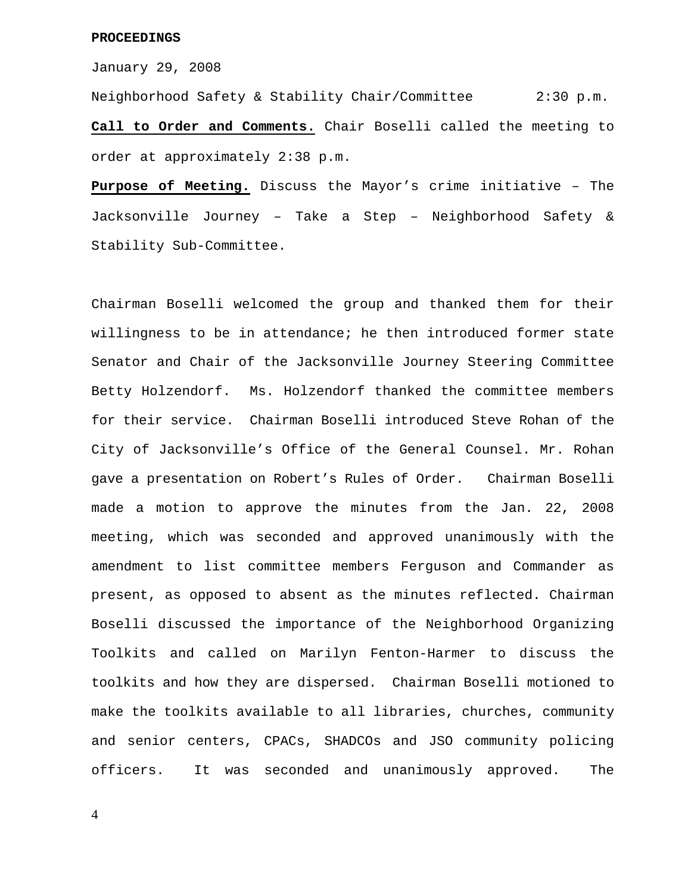**PROCEEDINGS**

January 29, 2008

Neighborhood Safety & Stability Chair/Committee 2:30 p.m.

**Call to Order and Comments.** Chair Boselli called the meeting to order at approximately 2:38 p.m.

**Purpose of Meeting.** Discuss the Mayor's crime initiative – The Jacksonville Journey – Take a Step – Neighborhood Safety & Stability Sub-Committee.

Chairman Boselli welcomed the group and thanked them for their willingness to be in attendance; he then introduced former state Senator and Chair of the Jacksonville Journey Steering Committee Betty Holzendorf. Ms. Holzendorf thanked the committee members for their service. Chairman Boselli introduced Steve Rohan of the City of Jacksonville's Office of the General Counsel. Mr. Rohan gave a presentation on Robert's Rules of Order. Chairman Boselli made a motion to approve the minutes from the Jan. 22, 2008 meeting, which was seconded and approved unanimously with the amendment to list committee members Ferguson and Commander as present, as opposed to absent as the minutes reflected. Chairman Boselli discussed the importance of the Neighborhood Organizing Toolkits and called on Marilyn Fenton-Harmer to discuss the toolkits and how they are dispersed. Chairman Boselli motioned to make the toolkits available to all libraries, churches, community and senior centers, CPACs, SHADCOs and JSO community policing officers. It was seconded and unanimously approved. The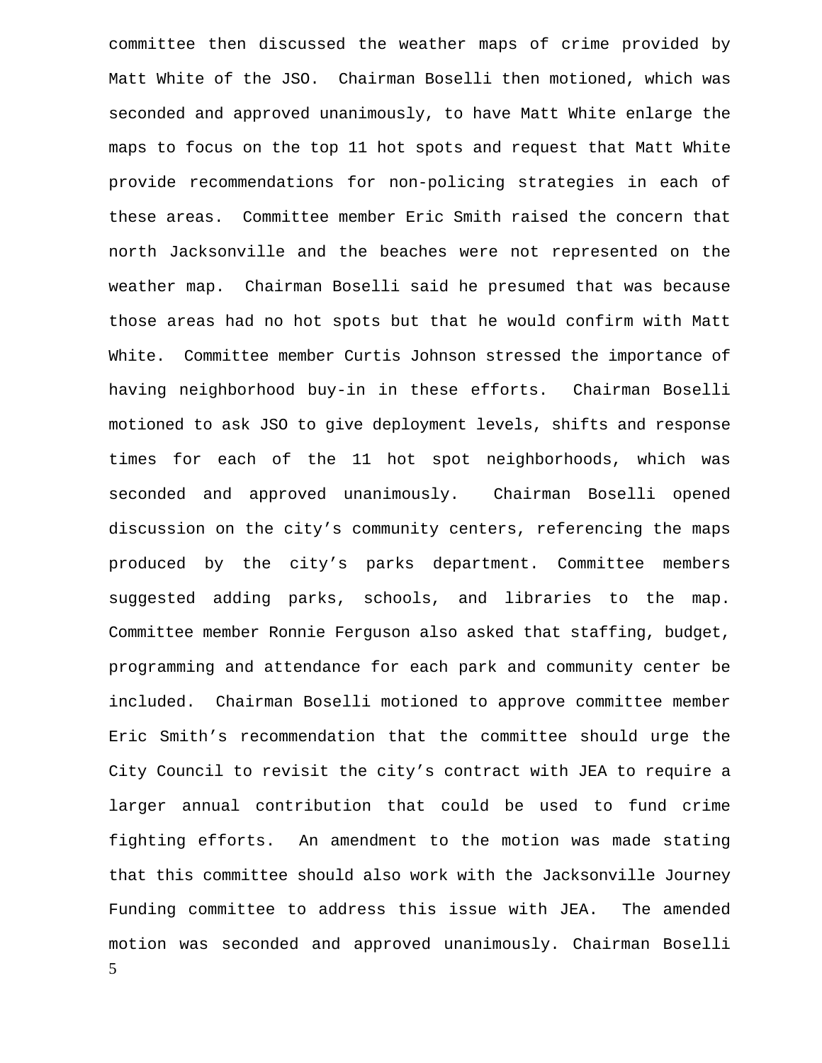committee then discussed the weather maps of crime provided by Matt White of the JSO. Chairman Boselli then motioned, which was seconded and approved unanimously, to have Matt White enlarge the maps to focus on the top 11 hot spots and request that Matt White provide recommendations for non-policing strategies in each of these areas. Committee member Eric Smith raised the concern that north Jacksonville and the beaches were not represented on the weather map. Chairman Boselli said he presumed that was because those areas had no hot spots but that he would confirm with Matt White. Committee member Curtis Johnson stressed the importance of having neighborhood buy-in in these efforts. Chairman Boselli motioned to ask JSO to give deployment levels, shifts and response times for each of the 11 hot spot neighborhoods, which was seconded and approved unanimously. Chairman Boselli opened discussion on the city's community centers, referencing the maps produced by the city's parks department. Committee members suggested adding parks, schools, and libraries to the map. Committee member Ronnie Ferguson also asked that staffing, budget, programming and attendance for each park and community center be included. Chairman Boselli motioned to approve committee member Eric Smith's recommendation that the committee should urge the City Council to revisit the city's contract with JEA to require a larger annual contribution that could be used to fund crime fighting efforts. An amendment to the motion was made stating that this committee should also work with the Jacksonville Journey Funding committee to address this issue with JEA. The amended motion was seconded and approved unanimously. Chairman Boselli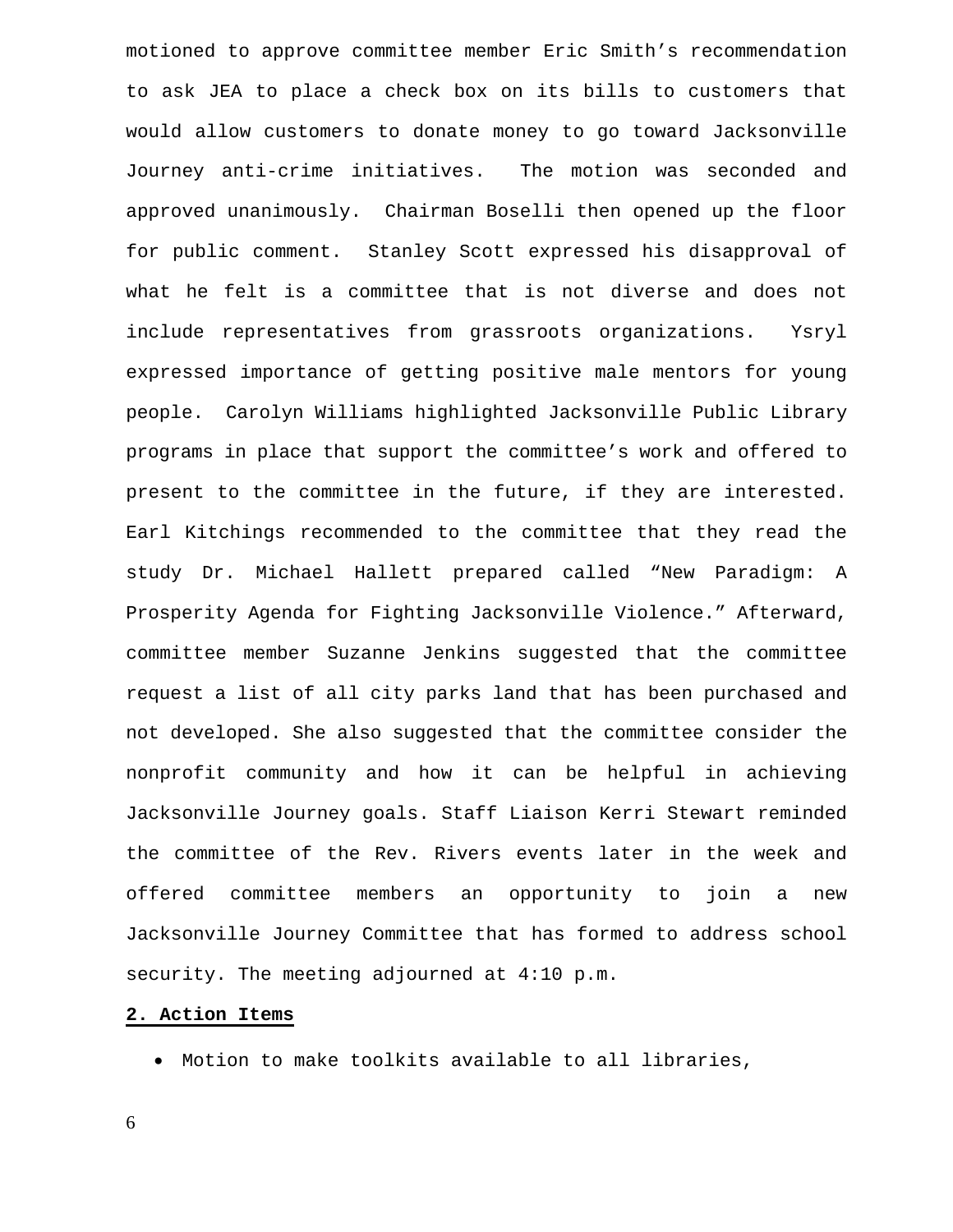motioned to approve committee member Eric Smith's recommendation to ask JEA to place a check box on its bills to customers that would allow customers to donate money to go toward Jacksonville Journey anti-crime initiatives. The motion was seconded and approved unanimously. Chairman Boselli then opened up the floor for public comment. Stanley Scott expressed his disapproval of what he felt is a committee that is not diverse and does not include representatives from grassroots organizations. Ysryl expressed importance of getting positive male mentors for young people. Carolyn Williams highlighted Jacksonville Public Library programs in place that support the committee's work and offered to present to the committee in the future, if they are interested. Earl Kitchings recommended to the committee that they read the study Dr. Michael Hallett prepared called "New Paradigm: A Prosperity Agenda for Fighting Jacksonville Violence." Afterward, committee member Suzanne Jenkins suggested that the committee request a list of all city parks land that has been purchased and not developed. She also suggested that the committee consider the nonprofit community and how it can be helpful in achieving Jacksonville Journey goals. Staff Liaison Kerri Stewart reminded the committee of the Rev. Rivers events later in the week and offered committee members an opportunity to join a new Jacksonville Journey Committee that has formed to address school security. The meeting adjourned at 4:10 p.m.

**2. Action Items**

- Motion to make toolkits available to all libraries,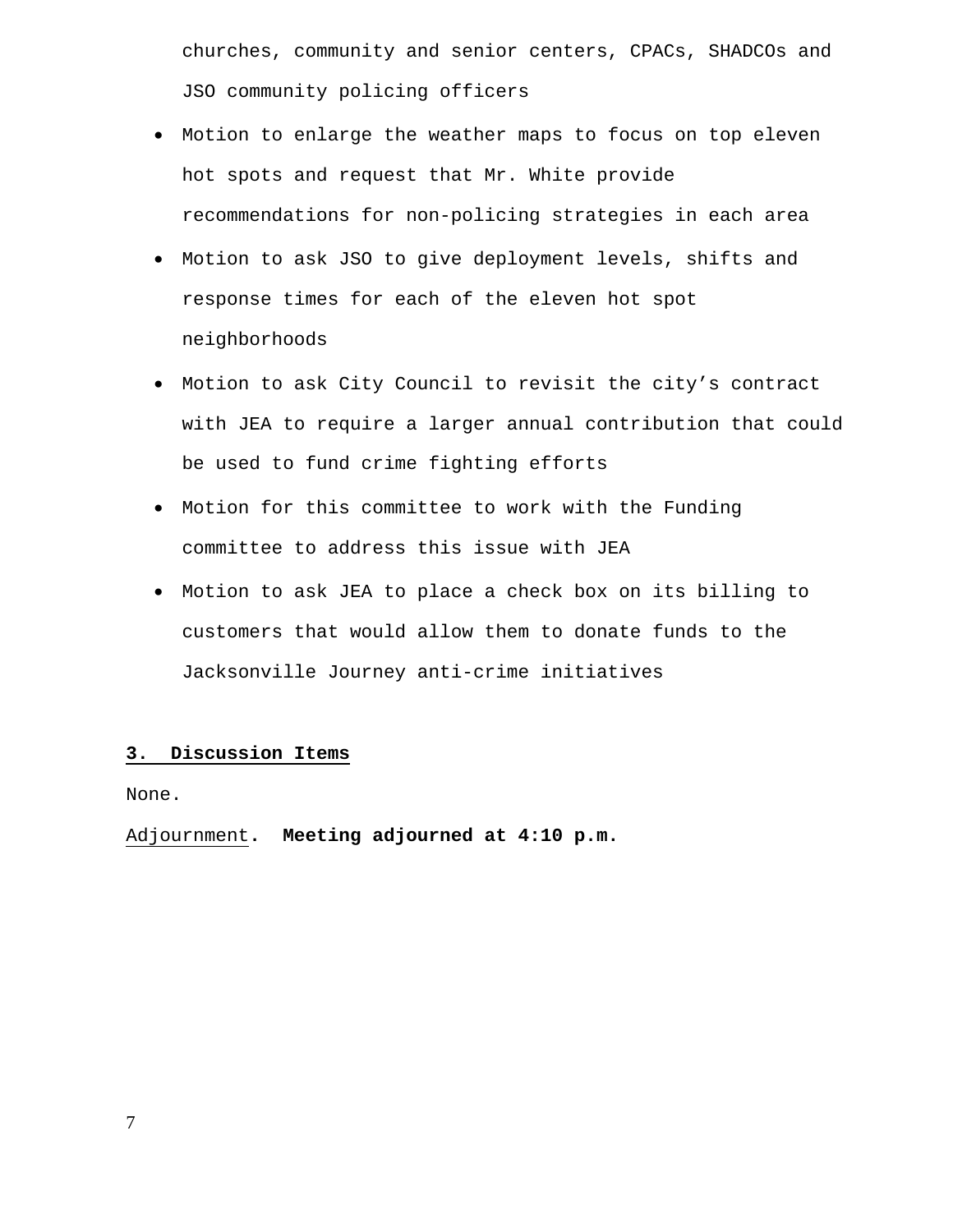churches, community and senior centers, CPACs, SHADCOs and JSO community policing officers

- Motion to enlarge the weather maps to focus on top eleven hot spots and request that Mr. White provide recommendations for non-policing strategies in each area
- Motion to ask JSO to give deployment levels, shifts and response times for each of the eleven hot spot neighborhoods
- Motion to ask City Council to revisit the city's contract with JEA to require a larger annual contribution that could be used to fund crime fighting efforts
- Motion for this committee to work with the Funding committee to address this issue with JEA
- Motion to ask JEA to place a check box on its billing to customers that would allow them to donate funds to the Jacksonville Journey anti-crime initiatives

**3. Discussion Items**

None.

Adjournment. **Meeting adjourned at 4:10 p.m.**